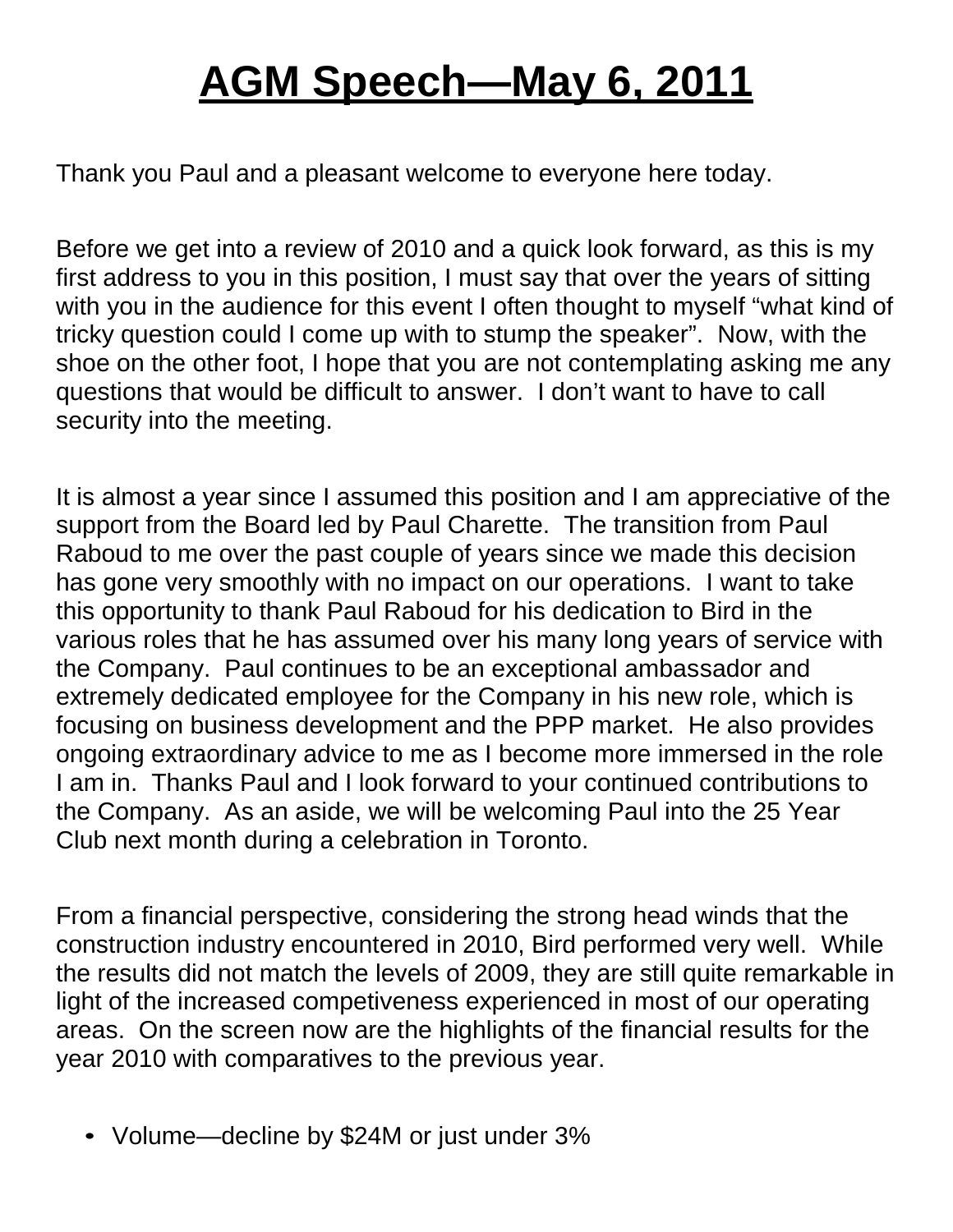# AGM Speech—May 6, 2011

Thank you Paul and a pleasant welcome to everyone here today.

Before we get into a review of 2010 and a quick look forward, as this is my first address to you in this position, I must say that over the years of sitting with you in the audience for this event I often thought to myself "what kind of tricky question could I come up with to stump the speaker". Now, with the shoe on the other foot, I hope that you are not contemplating asking me any questions that would be difficult to answer. I don't want to have to call security into the meeting.

It is almost a year since I assumed this position and I am appreciative of the support from the Board led by Paul Charette. The transition from Paul Raboud to me over the past couple of years since we made this decision has gone very smoothly with no impact on our operations. I want to take this opportunity to thank Paul Raboud for his dedication to Bird in the various roles that he has assumed over his many long years of service with the Company. Paul continues to be an exceptional ambassador and extremely dedicated employee for the Company in his new role, which is focusing on business development and the PPP market. He also provides ongoing extraordinary advice to me as I become more immersed in the role I am in. Thanks Paul and I look forward to your continued contributions to the Company. As an aside, we will be welcoming Paul into the 25 Year Club next month during a celebration in Toronto.

From a financial perspective, considering the strong head winds that the construction industry encountered in 2010, Bird performed very well. While the results did not match the levels of 2009, they are still quite remarkable in light of the increased competiveness experienced in most of our operating areas. On the screen now are the highlights of the financial results for the year 2010 with comparatives to the previous year.

- Volume—decline by $24M or just under 3%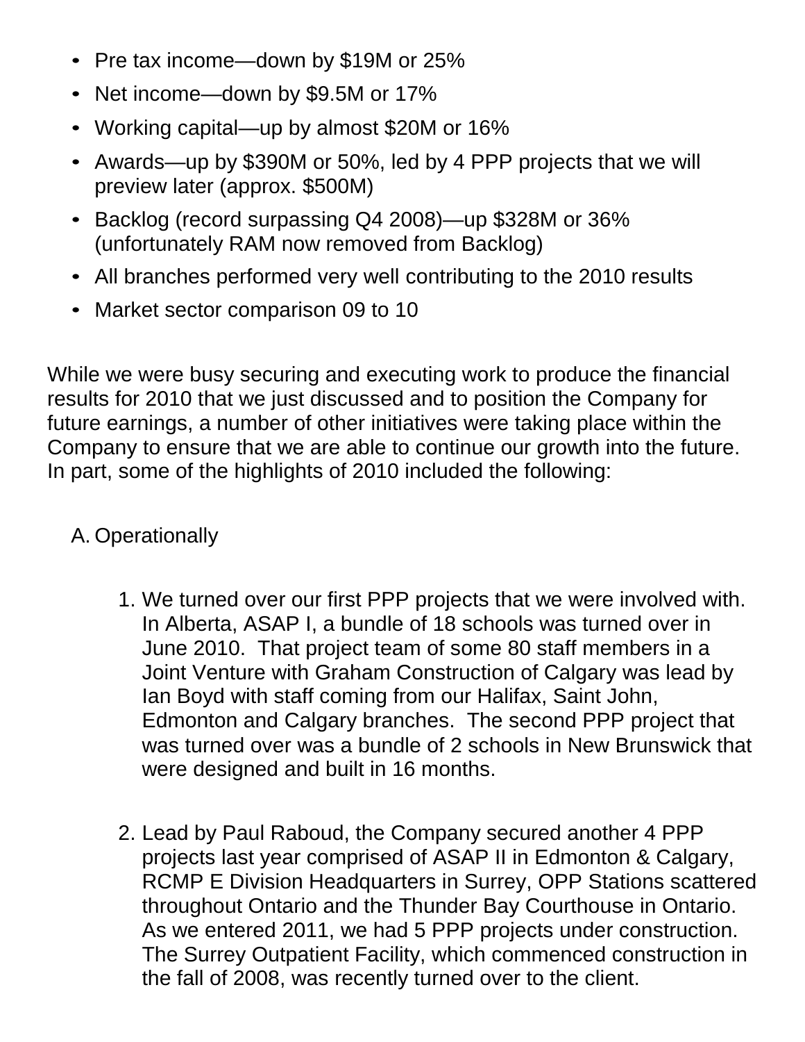- Pre tax income—down by $19M or 25%
- Net income—down by $9.5M or 17%
- Working capital—up by almost $20M or 16%
- Awards—up by $390M or 50%, led by 4 PPP projects that we will preview later (approx. $500M)
- Backlog (record surpassing Q4 2008)—up $328M or 36% (unfortunately RAM now removed from Backlog)
- All branches performed very well contributing to the 2010 results
- Market sector comparison 09 to 10

While we were busy securing and executing work to produce the financial results for 2010 that we just discussed and to position the Company for future earnings, a number of other initiatives were taking place within the Company to ensure that we are able to continue our growth into the future. In part, some of the highlights of 2010 included the following:

A. Operationally

1. We turned over our first PPP projects that we were involved with. In Alberta, ASAP I, a bundle of 18 schools was turned over in June 2010. That project team of some 80 staff members in a Joint Venture with Graham Construction of Calgary was lead by Ian Boyd with staff coming from our Halifax, Saint John, Edmonton and Calgary branches. The second PPP project that was turned over was a bundle of 2 schools in New Brunswick that were designed and built in 16 months.

2. Lead by Paul Raboud, the Company secured another 4 PPP projects last year comprised of ASAP II in Edmonton & Calgary, RCMP E Division Headquarters in Surrey, OPP Stations scattered throughout Ontario and the Thunder Bay Courthouse in Ontario. As we entered 2011, we had 5 PPP projects under construction. The Surrey Outpatient Facility, which commenced construction in the fall of 2008, was recently turned over to the client.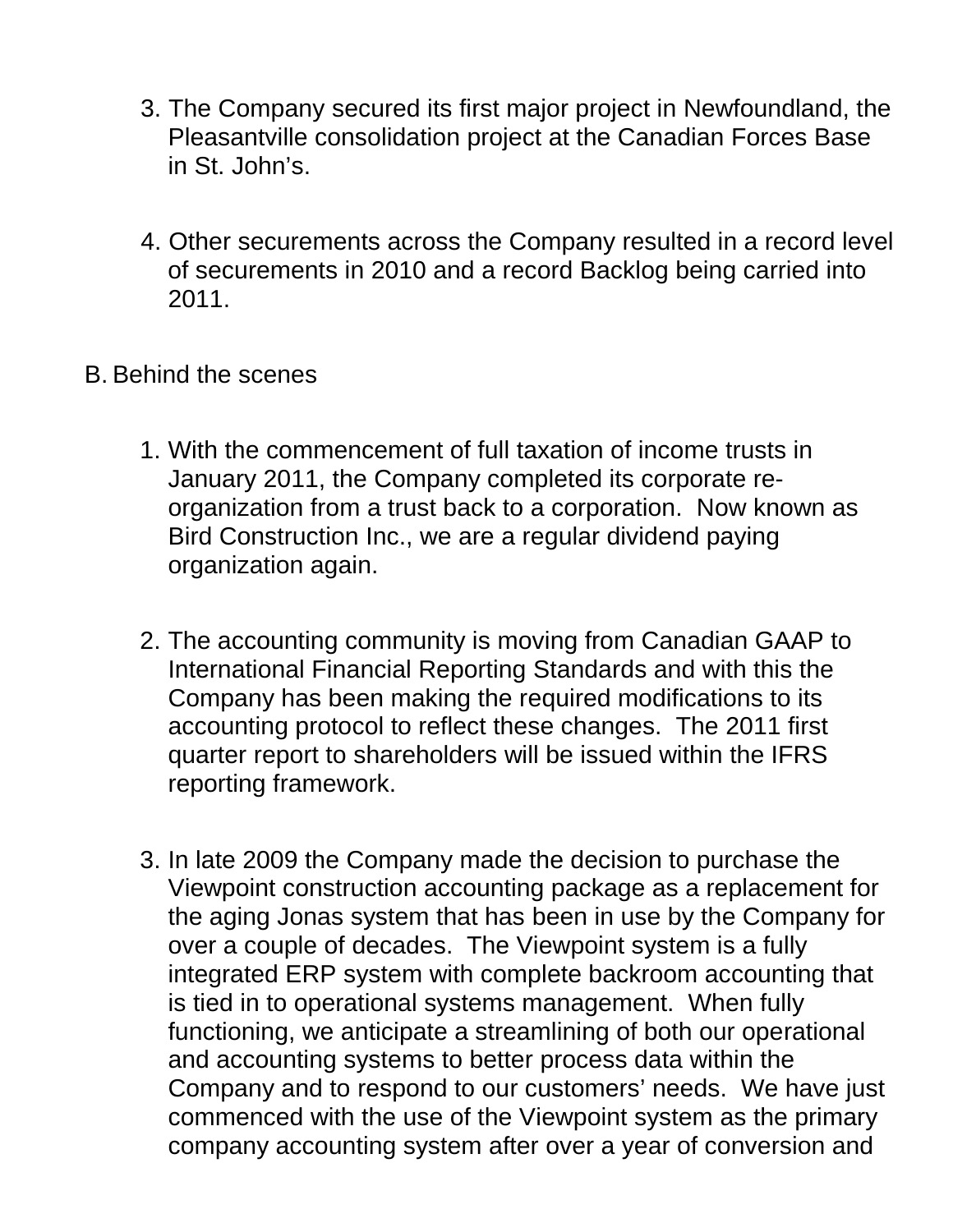3. The Company secured its first major project in Newfoundland, the Pleasantville consolidation project at the Canadian Forces Base in St. John's.

4. Other securements across the Company resulted in a record level of securements in 2010 and a record Backlog being carried into 2011.

B. Behind the scenes

1. With the commencement of full taxation of income trusts in January 2011, the Company completed its corporate re-organization from a trust back to a corporation. Now known as Bird Construction Inc., we are a regular dividend paying organization again.

2. The accounting community is moving from Canadian GAAP to International Financial Reporting Standards and with this the Company has been making the required modifications to its accounting protocol to reflect these changes. The 2011 first quarter report to shareholders will be issued within the IFRS reporting framework.

3. In late 2009 the Company made the decision to purchase the Viewpoint construction accounting package as a replacement for the aging Jonas system that has been in use by the Company for over a couple of decades. The Viewpoint system is a fully integrated ERP system with complete backroom accounting that is tied in to operational systems management. When fully functioning, we anticipate a streamlining of both our operational and accounting systems to better process data within the Company and to respond to our customers' needs. We have just commenced with the use of the Viewpoint system as the primary company accounting system after over a year of conversion and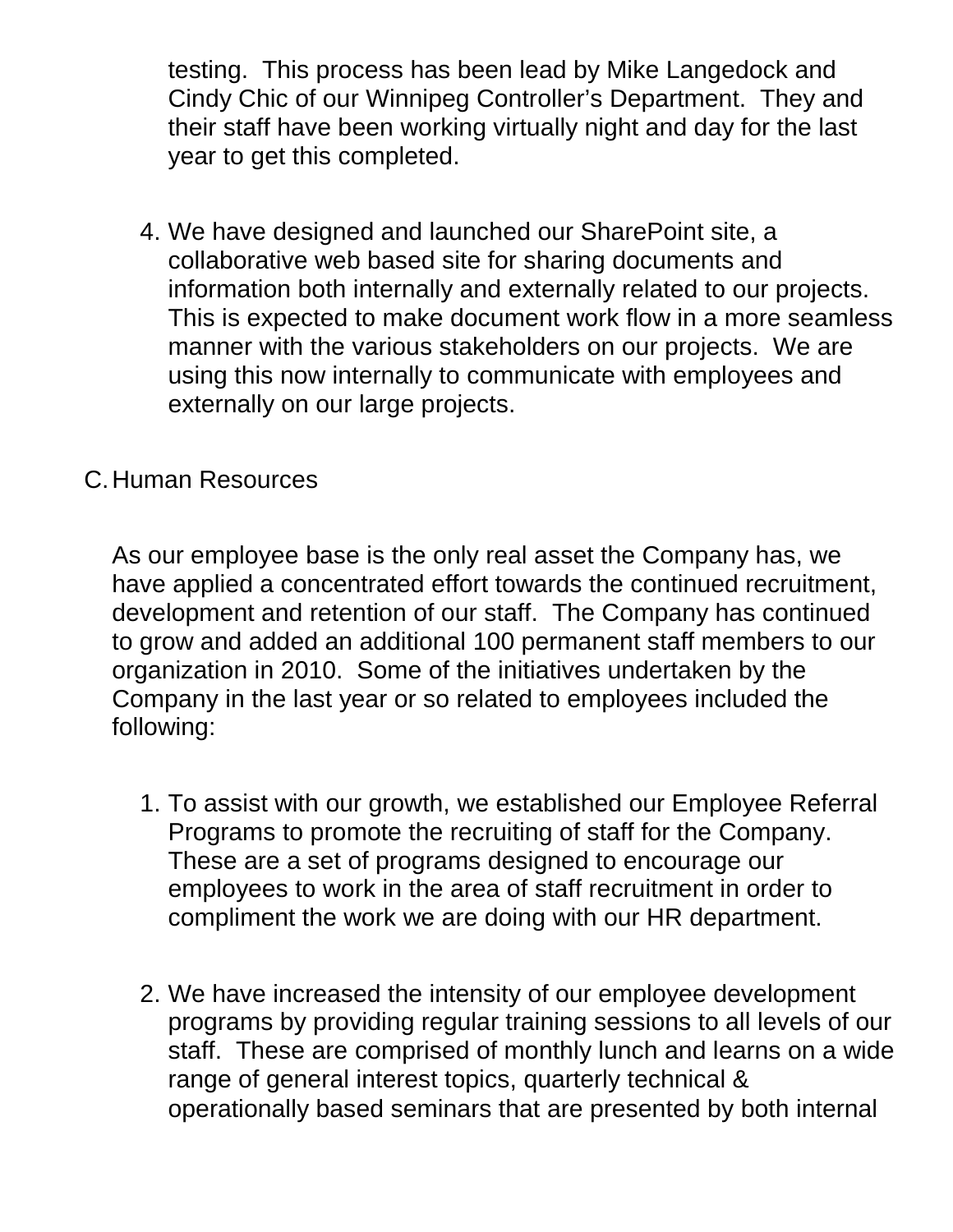testing. This process has been lead by Mike Langedock and Cindy Chic of our Winnipeg Controller's Department. They and their staff have been working virtually night and day for the last year to get this completed.

4. We have designed and launched our SharePoint site, a collaborative web based site for sharing documents and information both internally and externally related to our projects. This is expected to make document work flow in a more seamless manner with the various stakeholders on our projects. We are using this now internally to communicate with employees and externally on our large projects.

C. Human Resources

As our employee base is the only real asset the Company has, we have applied a concentrated effort towards the continued recruitment, development and retention of our staff. The Company has continued to grow and added an additional 100 permanent staff members to our organization in 2010. Some of the initiatives undertaken by the Company in the last year or so related to employees included the following:

1. To assist with our growth, we established our Employee Referral Programs to promote the recruiting of staff for the Company. These are a set of programs designed to encourage our employees to work in the area of staff recruitment in order to compliment the work we are doing with our HR department.

2. We have increased the intensity of our employee development programs by providing regular training sessions to all levels of our staff. These are comprised of monthly lunch and learns on a wide range of general interest topics, quarterly technical & operationally based seminars that are presented by both internal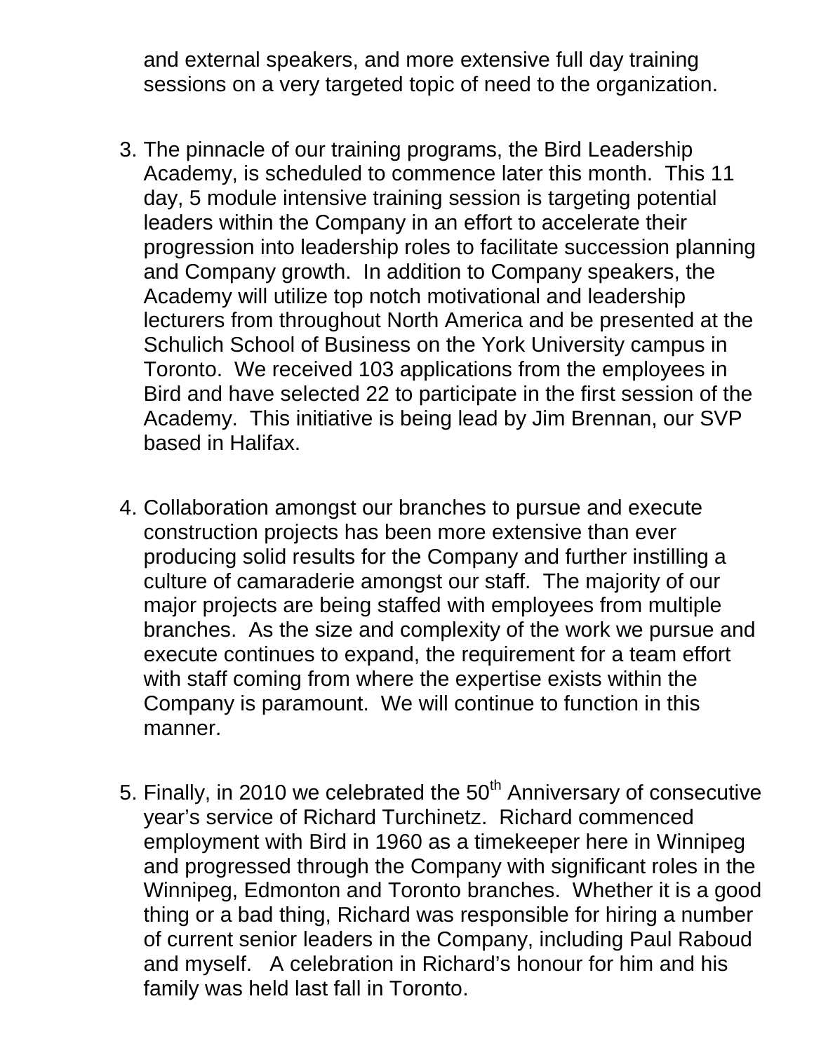and external speakers, and more extensive full day training sessions on a very targeted topic of need to the organization.

3. The pinnacle of our training programs, the Bird Leadership Academy, is scheduled to commence later this month. This 11 day, 5 module intensive training session is targeting potential leaders within the Company in an effort to accelerate their progression into leadership roles to facilitate succession planning and Company growth. In addition to Company speakers, the Academy will utilize top notch motivational and leadership lecturers from throughout North America and be presented at the Schulich School of Business on the York University campus in Toronto. We received 103 applications from the employees in Bird and have selected 22 to participate in the first session of the Academy. This initiative is being lead by Jim Brennan, our SVP based in Halifax.

4. Collaboration amongst our branches to pursue and execute construction projects has been more extensive than ever producing solid results for the Company and further instilling a culture of camaraderie amongst our staff. The majority of our major projects are being staffed with employees from multiple branches. As the size and complexity of the work we pursue and execute continues to expand, the requirement for a team effort with staff coming from where the expertise exists within the Company is paramount. We will continue to function in this manner.

5. Finally, in 2010 we celebrated the 50th Anniversary of consecutive year's service of Richard Turchinetz. Richard commenced employment with Bird in 1960 as a timekeeper here in Winnipeg and progressed through the Company with significant roles in the Winnipeg, Edmonton and Toronto branches. Whether it is a good thing or a bad thing, Richard was responsible for hiring a number of current senior leaders in the Company, including Paul Raboud and myself. A celebration in Richard's honour for him and his family was held last fall in Toronto.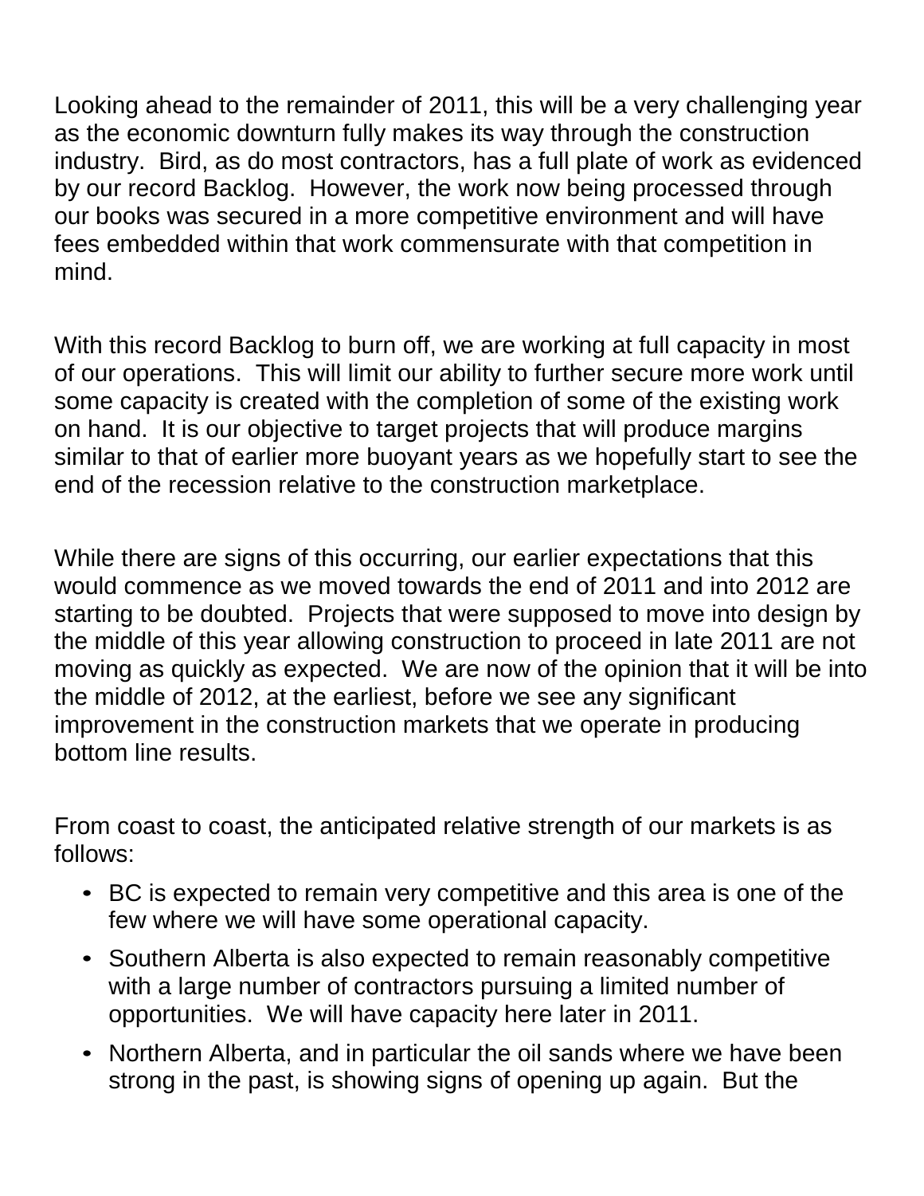Looking ahead to the remainder of 2011, this will be a very challenging year as the economic downturn fully makes its way through the construction industry. Bird, as do most contractors, has a full plate of work as evidenced by our record Backlog. However, the work now being processed through our books was secured in a more competitive environment and will have fees embedded within that work commensurate with that competition in mind.

With this record Backlog to burn off, we are working at full capacity in most of our operations. This will limit our ability to further secure more work until some capacity is created with the completion of some of the existing work on hand. It is our objective to target projects that will produce margins similar to that of earlier more buoyant years as we hopefully start to see the end of the recession relative to the construction marketplace.

While there are signs of this occurring, our earlier expectations that this would commence as we moved towards the end of 2011 and into 2012 are starting to be doubted. Projects that were supposed to move into design by the middle of this year allowing construction to proceed in late 2011 are not moving as quickly as expected. We are now of the opinion that it will be into the middle of 2012, at the earliest, before we see any significant improvement in the construction markets that we operate in producing bottom line results.

From coast to coast, the anticipated relative strength of our markets is as follows:

- BC is expected to remain very competitive and this area is one of the few where we will have some operational capacity.
- Southern Alberta is also expected to remain reasonably competitive with a large number of contractors pursuing a limited number of opportunities. We will have capacity here later in 2011.
- Northern Alberta, and in particular the oil sands where we have been strong in the past, is showing signs of opening up again. But the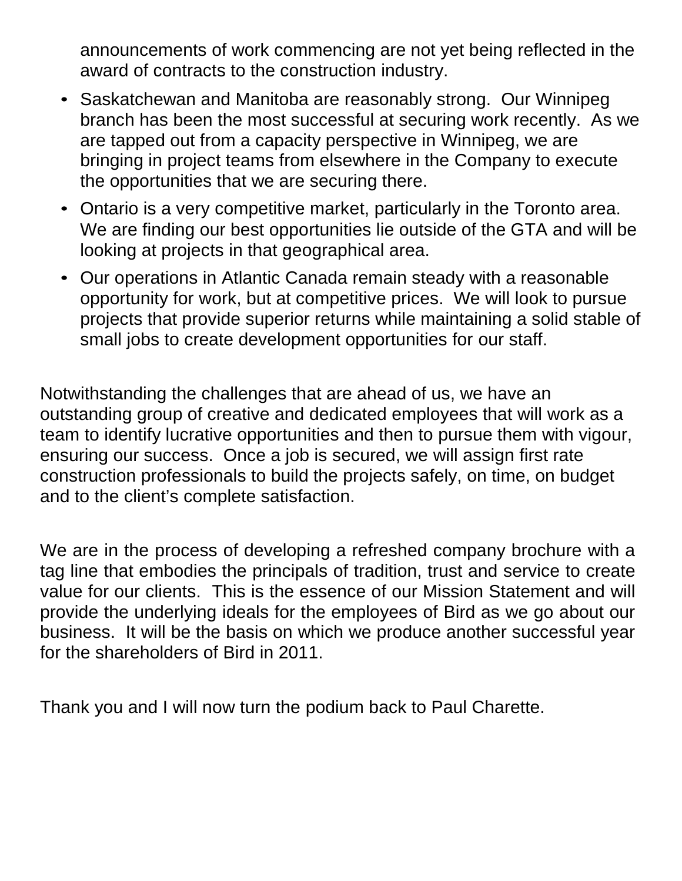announcements of work commencing are not yet being reflected in the award of contracts to the construction industry.

- Saskatchewan and Manitoba are reasonably strong. Our Winnipeg branch has been the most successful at securing work recently. As we are tapped out from a capacity perspective in Winnipeg, we are bringing in project teams from elsewhere in the Company to execute the opportunities that we are securing there.
- Ontario is a very competitive market, particularly in the Toronto area. We are finding our best opportunities lie outside of the GTA and will be looking at projects in that geographical area.
- Our operations in Atlantic Canada remain steady with a reasonable opportunity for work, but at competitive prices. We will look to pursue projects that provide superior returns while maintaining a solid stable of small jobs to create development opportunities for our staff.

Notwithstanding the challenges that are ahead of us, we have an outstanding group of creative and dedicated employees that will work as a team to identify lucrative opportunities and then to pursue them with vigour, ensuring our success. Once a job is secured, we will assign first rate construction professionals to build the projects safely, on time, on budget and to the client's complete satisfaction.

We are in the process of developing a refreshed company brochure with a tag line that embodies the principals of tradition, trust and service to create value for our clients. This is the essence of our Mission Statement and will provide the underlying ideals for the employees of Bird as we go about our business. It will be the basis on which we produce another successful year for the shareholders of Bird in 2011.

Thank you and I will now turn the podium back to Paul Charette.